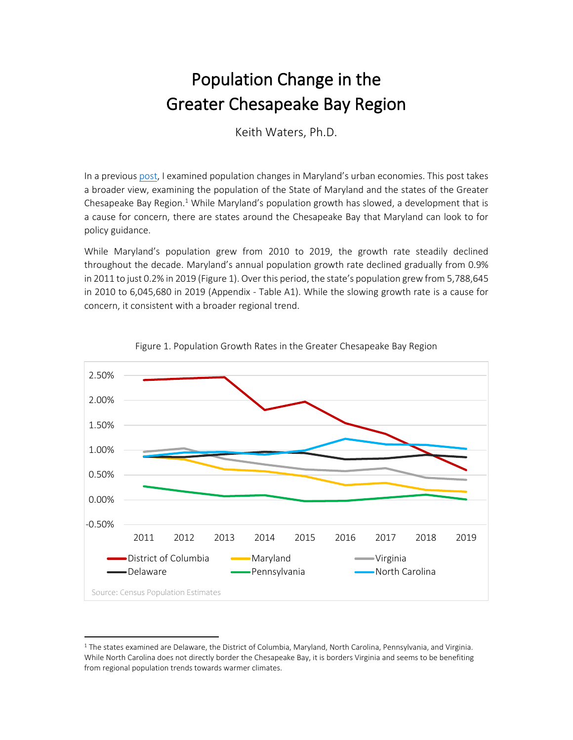# Population Change in the Greater Chesapeake Bay Region

Keith Waters, Ph.D.

In a previous post, I examined population changes in Maryland's urban economies. This post takes a broader view, examining the population of the State of Maryland and the states of the Greater Chesapeake Bay Region.[1] While Maryland's population growth has slowed, a development that is a cause for concern, there are states around the Chesapeake Bay that Maryland can look to for policy guidance.

While Maryland's population grew from 2010 to 2019, the growth rate steadily declined throughout the decade. Maryland's annual population growth rate declined gradually from 0.9% in 2011 to just 0.2% in 2019 (Figure 1). Over this period, the state's population grew from 5,788,645 in 2010 to 6,045,680 in 2019 (Appendix - Table A1). While the slowing growth rate is a cause for concern, it consistent with a broader regional trend.

Figure 1. Population Growth Rates in the Greater Chesapeake Bay Region

Source: Census Population Estimates

[1] The states examined are Delaware, the District of Columbia, Maryland, North Carolina, Pennsylvania, and Virginia. While North Carolina does not directly border the Chesapeake Bay, it is borders Virginia and seems to be benefiting from regional population trends towards warmer climates.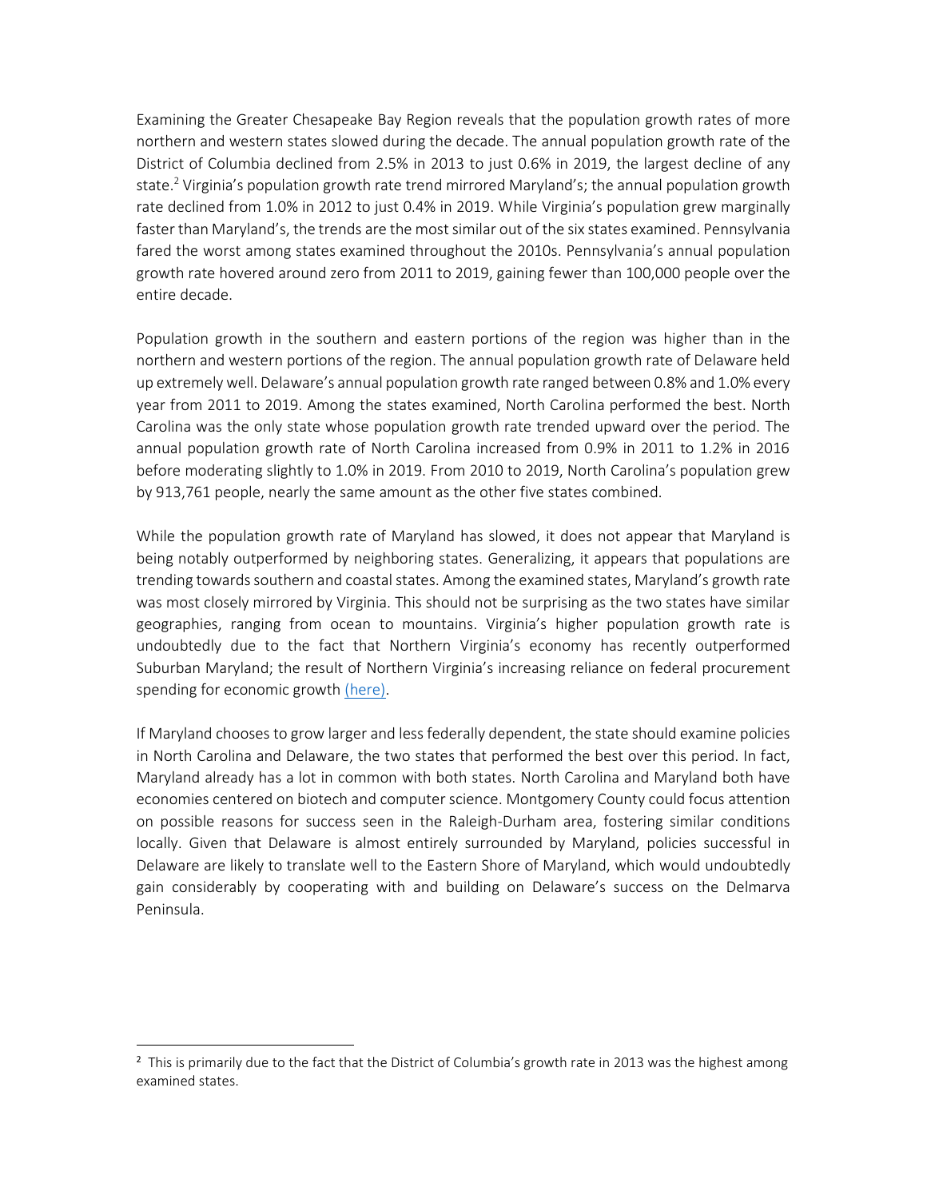Examining the Greater Chesapeake Bay Region reveals that the population growth rates of more northern and western states slowed during the decade. The annual population growth rate of the District of Columbia declined from 2.5% in 2013 to just 0.6% in 2019, the largest decline of any state.[2] Virginia's population growth rate trend mirrored Maryland's; the annual population growth rate declined from 1.0% in 2012 to just 0.4% in 2019. While Virginia's population grew marginally faster than Maryland's, the trends are the most similar out of the six states examined. Pennsylvania fared the worst among states examined throughout the 2010s. Pennsylvania's annual population growth rate hovered around zero from 2011 to 2019, gaining fewer than 100,000 people over the entire decade.

Population growth in the southern and eastern portions of the region was higher than in the northern and western portions of the region. The annual population growth rate of Delaware held up extremely well. Delaware's annual population growth rate ranged between 0.8% and 1.0% every year from 2011 to 2019. Among the states examined, North Carolina performed the best. North Carolina was the only state whose population growth rate trended upward over the period. The annual population growth rate of North Carolina increased from 0.9% in 2011 to 1.2% in 2016 before moderating slightly to 1.0% in 2019. From 2010 to 2019, North Carolina's population grew by 913,761 people, nearly the same amount as the other five states combined.

While the population growth rate of Maryland has slowed, it does not appear that Maryland is being notably outperformed by neighboring states. Generalizing, it appears that populations are trending towards southern and coastal states. Among the examined states, Maryland's growth rate was most closely mirrored by Virginia. This should not be surprising as the two states have similar geographies, ranging from ocean to mountains. Virginia's higher population growth rate is undoubtedly due to the fact that Northern Virginia's economy has recently outperformed Suburban Maryland; the result of Northern Virginia's increasing reliance on federal procurement spending for economic growth (here).

If Maryland chooses to grow larger and less federally dependent, the state should examine policies in North Carolina and Delaware, the two states that performed the best over this period. In fact, Maryland already has a lot in common with both states. North Carolina and Maryland both have economies centered on biotech and computer science. Montgomery County could focus attention on possible reasons for success seen in the Raleigh-Durham area, fostering similar conditions locally. Given that Delaware is almost entirely surrounded by Maryland, policies successful in Delaware are likely to translate well to the Eastern Shore of Maryland, which would undoubtedly gain considerably by cooperating with and building on Delaware's success on the Delmarva Peninsula.

[2] This is primarily due to the fact that the District of Columbia's growth rate in 2013 was the highest among examined states.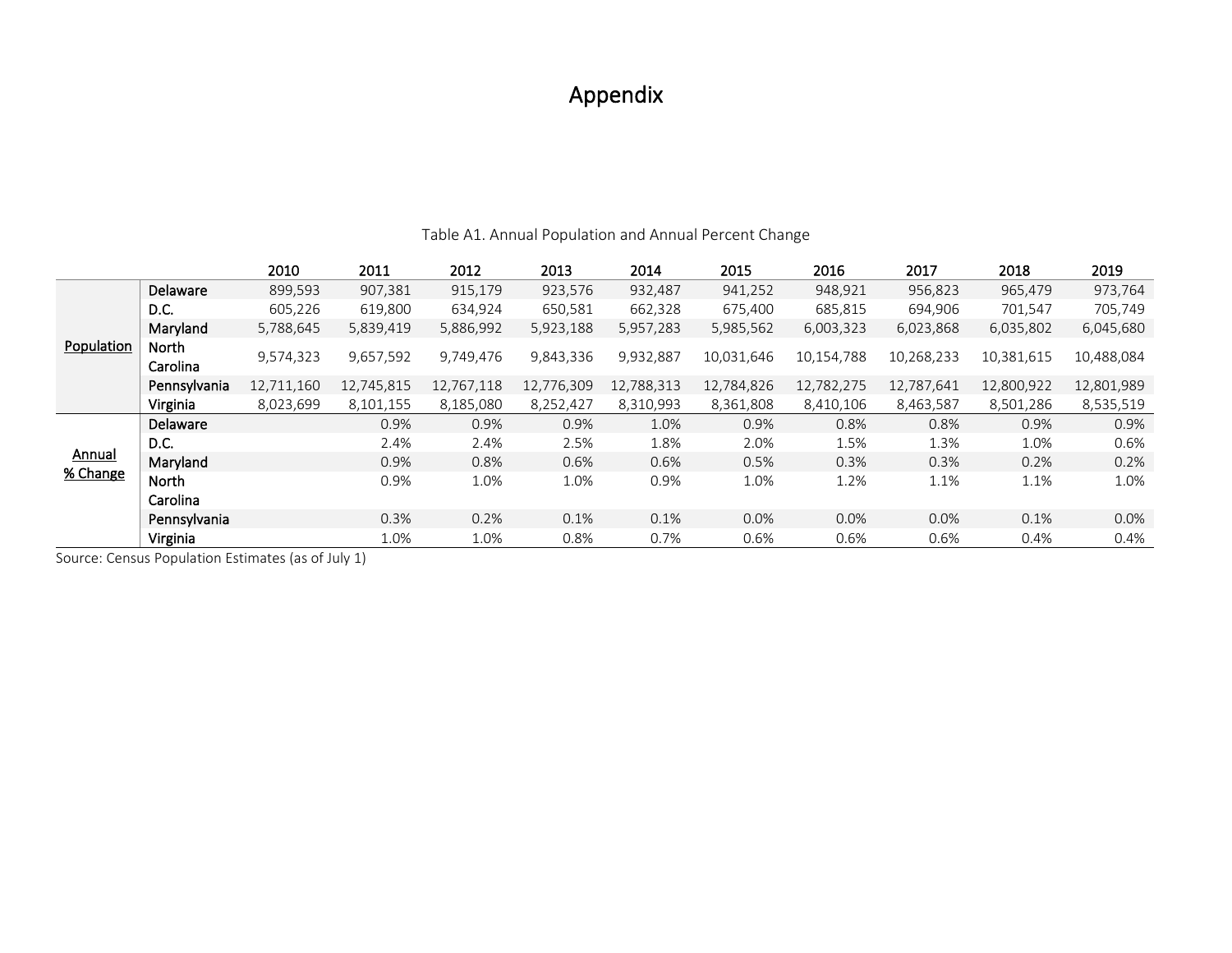# Appendix

Table A1. Annual Population and Annual Percent Change

| | | 2010 | 2011 | 2012 | 2013 | 2014 | 2015 | 2016 | 2017 | 2018 | 2019 |
|---|---|---|---|---|---|---|---|---|---|---|---|
| Population | Delaware | 899,593 | 907,381 | 915,179 | 923,576 | 932,487 | 941,252 | 948,921 | 956,823 | 965,479 | 973,764 |
| | D.C. | 605,226 | 619,800 | 634,924 | 650,581 | 662,328 | 675,400 | 685,815 | 694,906 | 701,547 | 705,749 |
| | Maryland | 5,788,645 | 5,839,419 | 5,886,992 | 5,923,188 | 5,957,283 | 5,985,562 | 6,003,323 | 6,023,868 | 6,035,802 | 6,045,680 |
| | North Carolina | 9,574,323 | 9,657,592 | 9,749,476 | 9,843,336 | 9,932,887 | 10,031,646 | 10,154,788 | 10,268,233 | 10,381,615 | 10,488,084 |
| | Pennsylvania | 12,711,160 | 12,745,815 | 12,767,118 | 12,776,309 | 12,788,313 | 12,784,826 | 12,782,275 | 12,787,641 | 12,800,922 | 12,801,989 |
| | Virginia | 8,023,699 | 8,101,155 | 8,185,080 | 8,252,427 | 8,310,993 | 8,361,808 | 8,410,106 | 8,463,587 | 8,501,286 | 8,535,519 |
| Annual % Change | Delaware | | 0.9% | 0.9% | 0.9% | 1.0% | 0.9% | 0.8% | 0.8% | 0.9% | 0.9% |
| | D.C. | | 2.4% | 2.4% | 2.5% | 1.8% | 2.0% | 1.5% | 1.3% | 1.0% | 0.6% |
| | Maryland | | 0.9% | 0.8% | 0.6% | 0.6% | 0.5% | 0.3% | 0.3% | 0.2% | 0.2% |
| | North Carolina | | 0.9% | 1.0% | 1.0% | 0.9% | 1.0% | 1.2% | 1.1% | 1.1% | 1.0% |
| | Pennsylvania | | 0.3% | 0.2% | 0.1% | 0.1% | 0.0% | 0.0% | 0.0% | 0.1% | 0.0% |
| | Virginia | | 1.0% | 1.0% | 0.8% | 0.7% | 0.6% | 0.6% | 0.6% | 0.4% | 0.4% |

Source: Census Population Estimates (as of July 1)